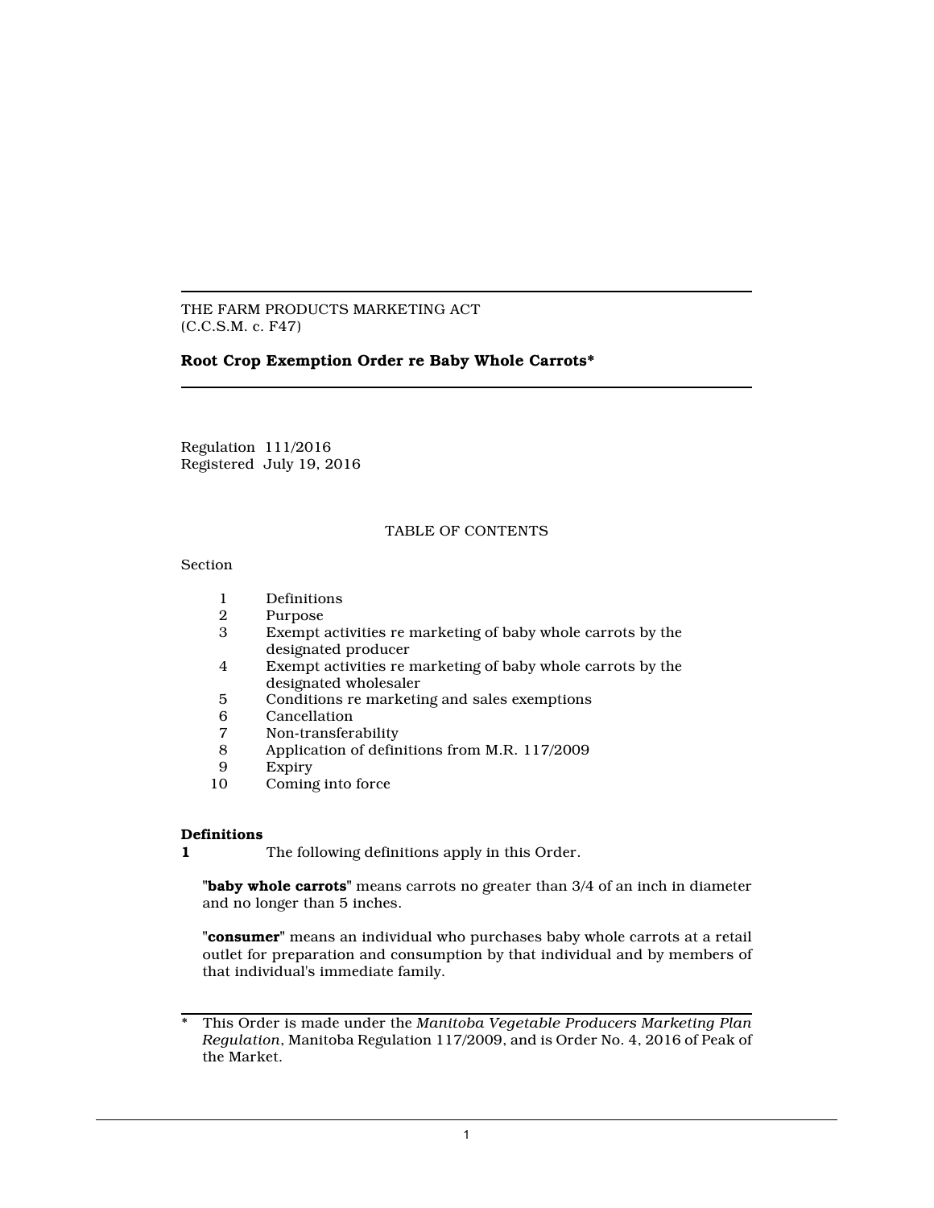THE FARM PRODUCTS MARKETING ACT
(C.C.S.M. c. F47)

**Root Crop Exemption Order re Baby Whole Carrots***

Regulation 111/2016
Registered July 19, 2016

TABLE OF CONTENTS

Section

| | |
|---|---|
| 1 | Definitions |
| 2 | Purpose |
| 3 | Exempt activities re marketing of baby whole carrots by the designated producer |
| 4 | Exempt activities re marketing of baby whole carrots by the designated wholesaler |
| 5 | Conditions re marketing and sales exemptions |
| 6 | Cancellation |
| 7 | Non-transferability |
| 8 | Application of definitions from M.R. 117/2009 |
| 9 | Expiry |
| 10 | Coming into force |

**Definitions**

**1** The following definitions apply in this Order.

"**baby whole carrots**" means carrots no greater than 3/4 of an inch in diameter and no longer than 5 inches.

"**consumer**" means an individual who purchases baby whole carrots at a retail outlet for preparation and consumption by that individual and by members of that individual's immediate family.

\* This Order is made under the *Manitoba Vegetable Producers Marketing Plan Regulation*, Manitoba Regulation 117/2009, and is Order No. 4, 2016 of Peak of the Market.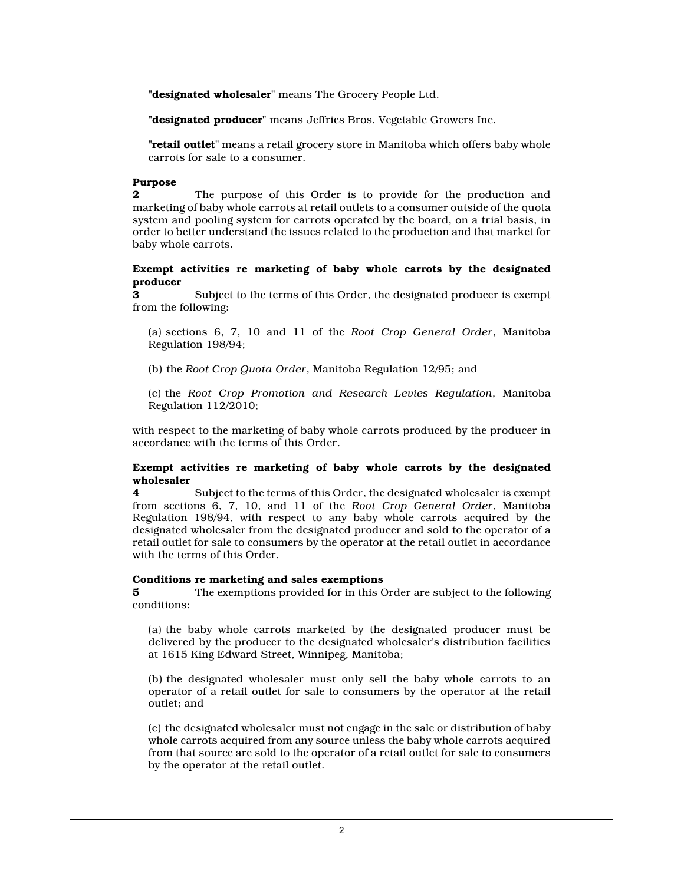"**designated wholesaler**" means The Grocery People Ltd.

"**designated producer**" means Jeffries Bros. Vegetable Growers Inc.

"**retail outlet**" means a retail grocery store in Manitoba which offers baby whole carrots for sale to a consumer.

**Purpose**

**2** The purpose of this Order is to provide for the production and marketing of baby whole carrots at retail outlets to a consumer outside of the quota system and pooling system for carrots operated by the board, on a trial basis, in order to better understand the issues related to the production and that market for baby whole carrots.

**Exempt activities re marketing of baby whole carrots by the designated producer**

**3** Subject to the terms of this Order, the designated producer is exempt from the following:

(a) sections 6, 7, 10 and 11 of the *Root Crop General Order*, Manitoba Regulation 198/94;

(b) the *Root Crop Quota Order*, Manitoba Regulation 12/95; and

(c) the *Root Crop Promotion and Research Levies Regulation*, Manitoba Regulation 112/2010;

with respect to the marketing of baby whole carrots produced by the producer in accordance with the terms of this Order.

**Exempt activities re marketing of baby whole carrots by the designated wholesaler**

**4** Subject to the terms of this Order, the designated wholesaler is exempt from sections 6, 7, 10, and 11 of the *Root Crop General Order*, Manitoba Regulation 198/94, with respect to any baby whole carrots acquired by the designated wholesaler from the designated producer and sold to the operator of a retail outlet for sale to consumers by the operator at the retail outlet in accordance with the terms of this Order.

**Conditions re marketing and sales exemptions**

**5** The exemptions provided for in this Order are subject to the following conditions:

(a) the baby whole carrots marketed by the designated producer must be delivered by the producer to the designated wholesaler's distribution facilities at 1615 King Edward Street, Winnipeg, Manitoba;

(b) the designated wholesaler must only sell the baby whole carrots to an operator of a retail outlet for sale to consumers by the operator at the retail outlet; and

(c) the designated wholesaler must not engage in the sale or distribution of baby whole carrots acquired from any source unless the baby whole carrots acquired from that source are sold to the operator of a retail outlet for sale to consumers by the operator at the retail outlet.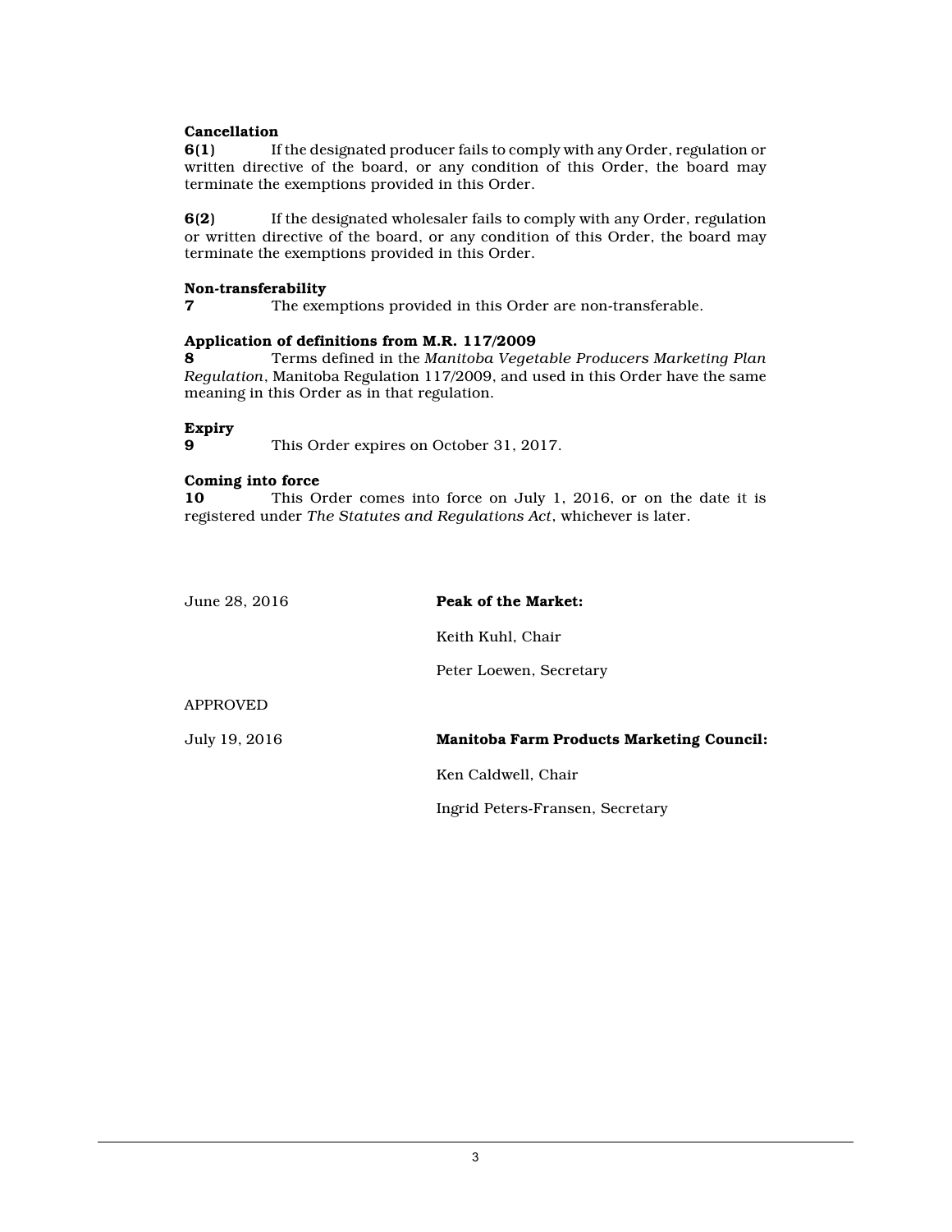**Cancellation**

**6(1)** If the designated producer fails to comply with any Order, regulation or written directive of the board, or any condition of this Order, the board may terminate the exemptions provided in this Order.

**6(2)** If the designated wholesaler fails to comply with any Order, regulation or written directive of the board, or any condition of this Order, the board may terminate the exemptions provided in this Order.

**Non-transferability**

**7** The exemptions provided in this Order are non-transferable.

**Application of definitions from M.R. 117/2009**

**8** Terms defined in the *Manitoba Vegetable Producers Marketing Plan Regulation*, Manitoba Regulation 117/2009, and used in this Order have the same meaning in this Order as in that regulation.

**Expiry**

**9** This Order expires on October 31, 2017.

**Coming into force**

**10** This Order comes into force on July 1, 2016, or on the date it is registered under *The Statutes and Regulations Act*, whichever is later.

June 28, 2016

**Peak of the Market:**

Keith Kuhl, Chair

Peter Loewen, Secretary

APPROVED

July 19, 2016

**Manitoba Farm Products Marketing Council:**

Ken Caldwell, Chair

Ingrid Peters-Fransen, Secretary